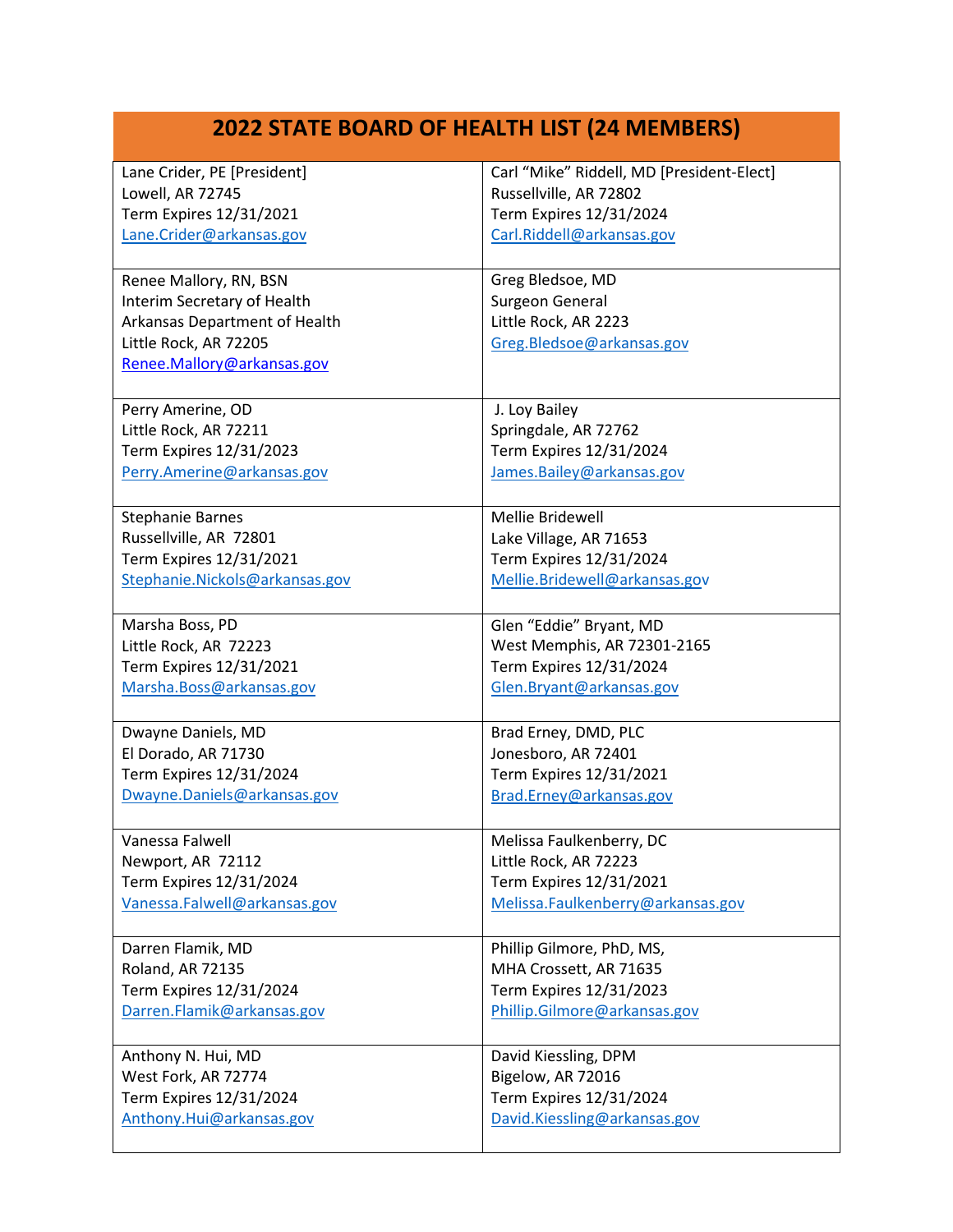# 2022 STATE BOARD OF HEALTH LIST (24 MEMBERS)

| | |
|---|---|
| Lane Crider, PE [President]<br>Lowell, AR 72745<br>Term Expires 12/31/2021<br>Lane.Crider@arkansas.gov | Carl "Mike" Riddell, MD [President-Elect]<br>Russellville, AR 72802<br>Term Expires 12/31/2024<br>Carl.Riddell@arkansas.gov |
| Renee Mallory, RN, BSN<br>Interim Secretary of Health<br>Arkansas Department of Health<br>Little Rock, AR 72205<br>Renee.Mallory@arkansas.gov | Greg Bledsoe, MD<br>Surgeon General<br>Little Rock, AR 2223<br>Greg.Bledsoe@arkansas.gov |
| Perry Amerine, OD<br>Little Rock, AR 72211<br>Term Expires 12/31/2023<br>Perry.Amerine@arkansas.gov | J. Loy Bailey<br>Springdale, AR 72762<br>Term Expires 12/31/2024<br>James.Bailey@arkansas.gov |
| Stephanie Barnes<br>Russellville, AR 72801<br>Term Expires 12/31/2021<br>Stephanie.Nickols@arkansas.gov | Mellie Bridewell<br>Lake Village, AR 71653<br>Term Expires 12/31/2024<br>Mellie.Bridewell@arkansas.gov |
| Marsha Boss, PD<br>Little Rock, AR 72223<br>Term Expires 12/31/2021<br>Marsha.Boss@arkansas.gov | Glen "Eddie" Bryant, MD<br>West Memphis, AR 72301-2165<br>Term Expires 12/31/2024<br>Glen.Bryant@arkansas.gov |
| Dwayne Daniels, MD<br>El Dorado, AR 71730<br>Term Expires 12/31/2024<br>Dwayne.Daniels@arkansas.gov | Brad Erney, DMD, PLC<br>Jonesboro, AR 72401<br>Term Expires 12/31/2021<br>Brad.Erney@arkansas.gov |
| Vanessa Falwell<br>Newport, AR 72112<br>Term Expires 12/31/2024<br>Vanessa.Falwell@arkansas.gov | Melissa Faulkenberry, DC<br>Little Rock, AR 72223<br>Term Expires 12/31/2021<br>Melissa.Faulkenberry@arkansas.gov |
| Darren Flamik, MD<br>Roland, AR 72135<br>Term Expires 12/31/2024<br>Darren.Flamik@arkansas.gov | Phillip Gilmore, PhD, MS,<br>MHA Crossett, AR 71635<br>Term Expires 12/31/2023<br>Phillip.Gilmore@arkansas.gov |
| Anthony N. Hui, MD<br>West Fork, AR 72774<br>Term Expires 12/31/2024<br>Anthony.Hui@arkansas.gov | David Kiessling, DPM<br>Bigelow, AR 72016<br>Term Expires 12/31/2024<br>David.Kiessling@arkansas.gov |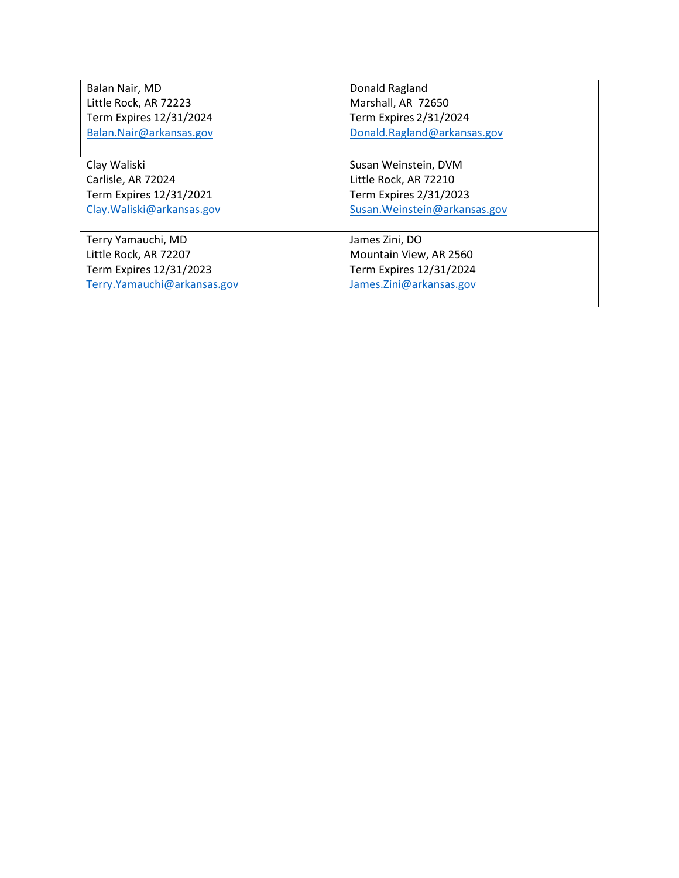| | |
|---|---|
| Balan Nair, MD<br>Little Rock, AR 72223<br>Term Expires 12/31/2024<br>Balan.Nair@arkansas.gov | Donald Ragland<br>Marshall, AR  72650<br>Term Expires 2/31/2024<br>Donald.Ragland@arkansas.gov |
| Clay Waliski<br>Carlisle, AR 72024<br>Term Expires 12/31/2021<br>Clay.Waliski@arkansas.gov | Susan Weinstein, DVM<br>Little Rock, AR 72210<br>Term Expires 2/31/2023<br>Susan.Weinstein@arkansas.gov |
| Terry Yamauchi, MD<br>Little Rock, AR 72207<br>Term Expires 12/31/2023<br>Terry.Yamauchi@arkansas.gov | James Zini, DO<br>Mountain View, AR 2560<br>Term Expires 12/31/2024<br>James.Zini@arkansas.gov |